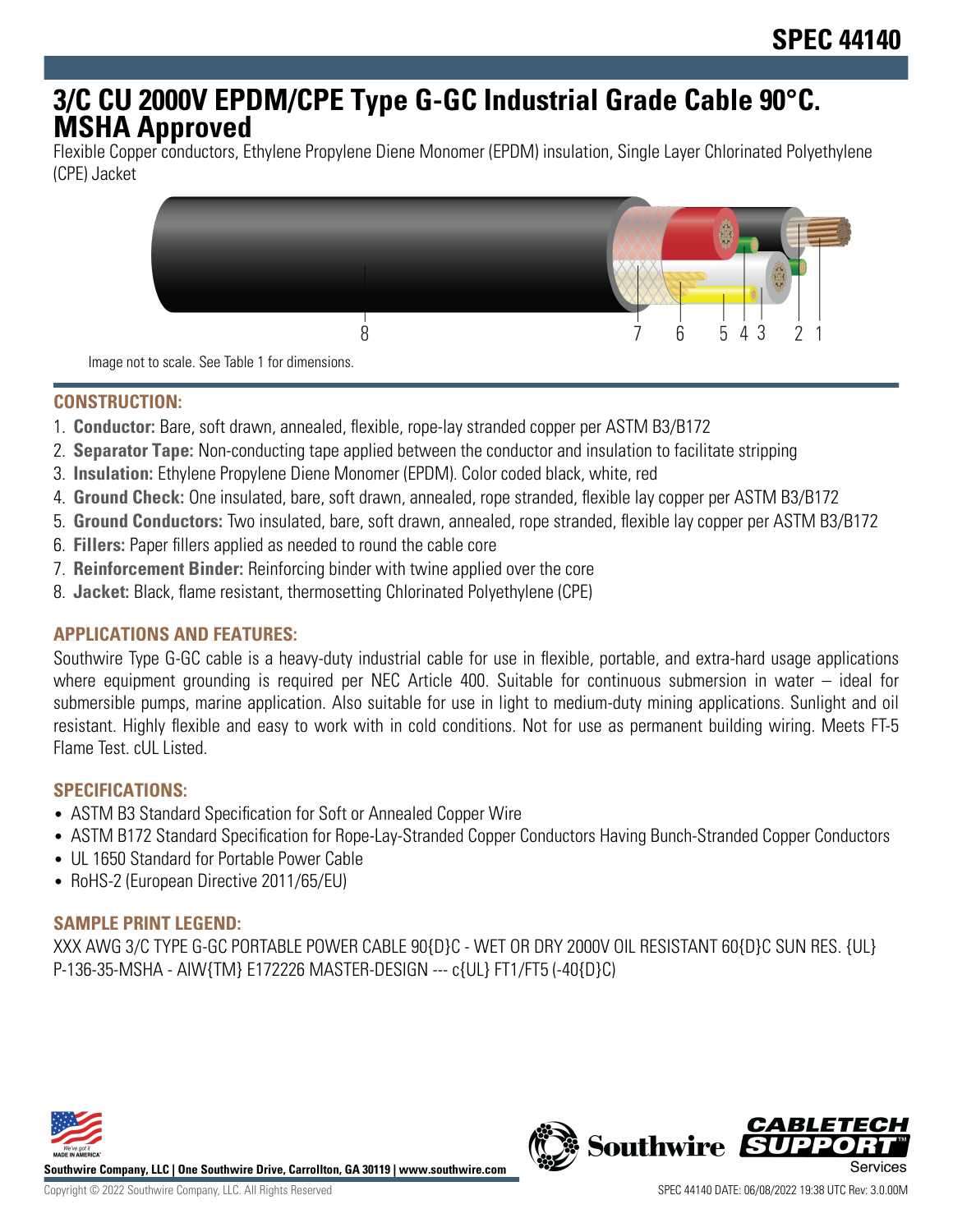SPEC 44140

# 3/C CU 2000V EPDM/CPE Type G-GC Industrial Grade Cable 90°C. MSHA Approved

Flexible Copper conductors, Ethylene Propylene Diene Monomer (EPDM) insulation, Single Layer Chlorinated Polyethylene (CPE) Jacket

8 7 6 5 4 3 2 1

Image not to scale. See Table 1 for dimensions.

## CONSTRUCTION:

1. **Conductor:** Bare, soft drawn, annealed, flexible, rope-lay stranded copper per ASTM B3/B172
2. **Separator Tape:** Non-conducting tape applied between the conductor and insulation to facilitate stripping
3. **Insulation:** Ethylene Propylene Diene Monomer (EPDM). Color coded black, white, red
4. **Ground Check:** One insulated, bare, soft drawn, annealed, rope stranded, flexible lay copper per ASTM B3/B172
5. **Ground Conductors:** Two insulated, bare, soft drawn, annealed, rope stranded, flexible lay copper per ASTM B3/B172
6. **Fillers:** Paper fillers applied as needed to round the cable core
7. **Reinforcement Binder:** Reinforcing binder with twine applied over the core
8. **Jacket:** Black, flame resistant, thermosetting Chlorinated Polyethylene (CPE)

## APPLICATIONS AND FEATURES:

Southwire Type G-GC cable is a heavy-duty industrial cable for use in flexible, portable, and extra-hard usage applications where equipment grounding is required per NEC Article 400. Suitable for continuous submersion in water – ideal for submersible pumps, marine application. Also suitable for use in light to medium-duty mining applications. Sunlight and oil resistant. Highly flexible and easy to work with in cold conditions. Not for use as permanent building wiring. Meets FT-5 Flame Test. cUL Listed.

## SPECIFICATIONS:

- ASTM B3 Standard Specification for Soft or Annealed Copper Wire
- ASTM B172 Standard Specification for Rope-Lay-Stranded Copper Conductors Having Bunch-Stranded Copper Conductors
- UL 1650 Standard for Portable Power Cable
- RoHS-2 (European Directive 2011/65/EU)

## SAMPLE PRINT LEGEND:

XXX AWG 3/C TYPE G-GC PORTABLE POWER CABLE 90{D}C - WET OR DRY 2000V OIL RESISTANT 60{D}C SUN RES. {UL} P-136-35-MSHA - AIW{TM} E172226 MASTER-DESIGN --- c{UL} FT1/FT5 (-40{D}C)

Southwire Company, LLC | One Southwire Drive, Carrollton, GA 30119 | www.southwire.com

Copyright © 2022 Southwire Company, LLC. All Rights Reserved

SPEC 44140 DATE: 06/08/2022 19:38 UTC Rev: 3.0.00M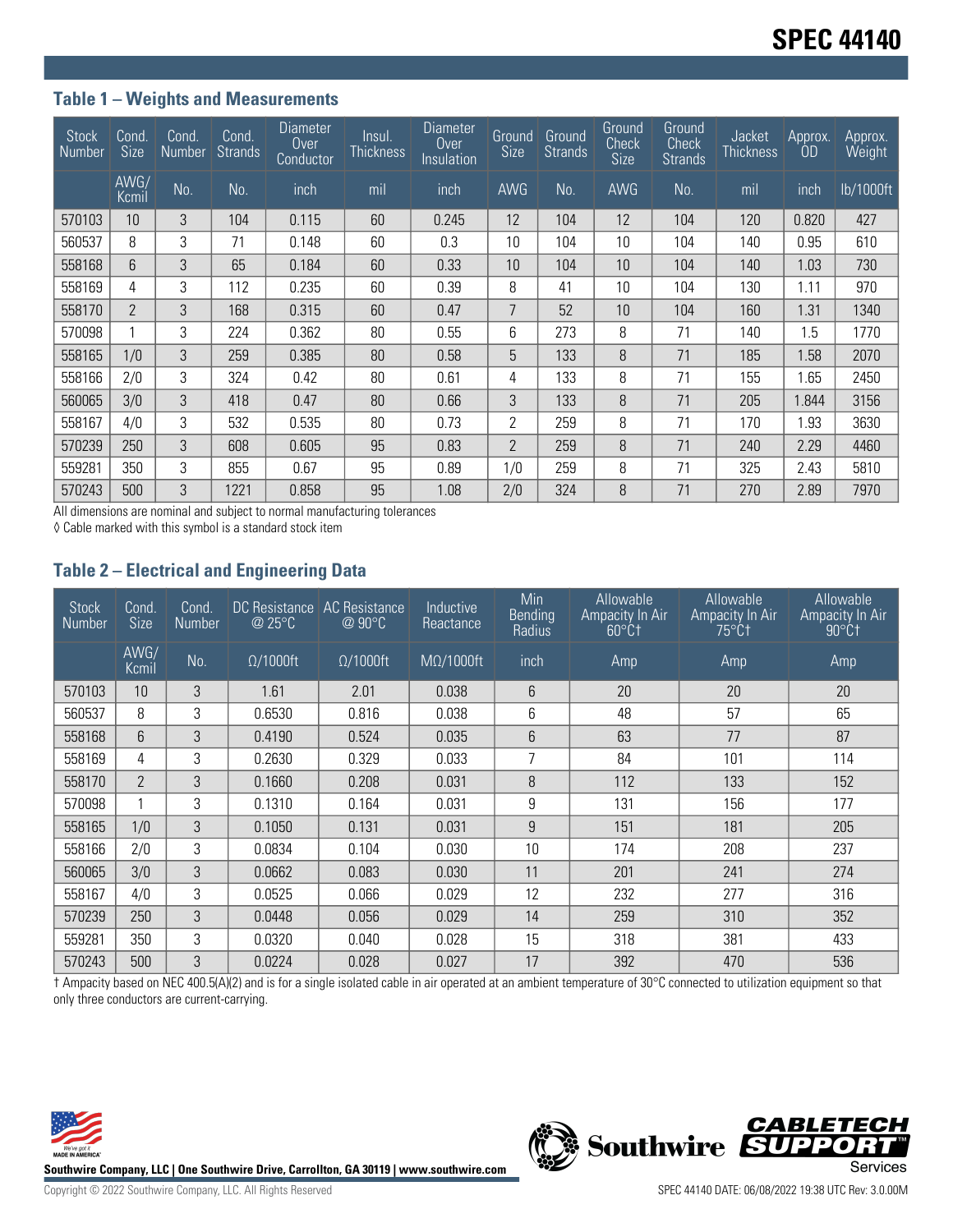# SPEC 44140

### Table 1 – Weights and Measurements

| Stock Number | Cond. Size | Cond. Number | Cond. Strands | Diameter Over Conductor | Insul. Thickness | Diameter Over Insulation | Ground Size | Ground Strands | Ground Check Size | Ground Check Strands | Jacket Thickness | Approx. OD | Approx. Weight |
|---|---|---|---|---|---|---|---|---|---|---|---|---|---|
| | AWG/ Kcmil | No. | No. | inch | mil | inch | AWG | No. | AWG | No. | mil | inch | lb/1000ft |
| 570103 | 10 | 3 | 104 | 0.115 | 60 | 0.245 | 12 | 104 | 12 | 104 | 120 | 0.820 | 427 |
| 560537 | 8 | 3 | 71 | 0.148 | 60 | 0.3 | 10 | 104 | 10 | 104 | 140 | 0.95 | 610 |
| 558168 | 6 | 3 | 65 | 0.184 | 60 | 0.33 | 10 | 104 | 10 | 104 | 140 | 1.03 | 730 |
| 558169 | 4 | 3 | 112 | 0.235 | 60 | 0.39 | 8 | 41 | 10 | 104 | 130 | 1.11 | 970 |
| 558170 | 2 | 3 | 168 | 0.315 | 60 | 0.47 | 7 | 52 | 10 | 104 | 160 | 1.31 | 1340 |
| 570098 | 1 | 3 | 224 | 0.362 | 80 | 0.55 | 6 | 273 | 8 | 71 | 140 | 1.5 | 1770 |
| 558165 | 1/0 | 3 | 259 | 0.385 | 80 | 0.58 | 5 | 133 | 8 | 71 | 185 | 1.58 | 2070 |
| 558166 | 2/0 | 3 | 324 | 0.42 | 80 | 0.61 | 4 | 133 | 8 | 71 | 155 | 1.65 | 2450 |
| 560065 | 3/0 | 3 | 418 | 0.47 | 80 | 0.66 | 3 | 133 | 8 | 71 | 205 | 1.844 | 3156 |
| 558167 | 4/0 | 3 | 532 | 0.535 | 80 | 0.73 | 2 | 259 | 8 | 71 | 170 | 1.93 | 3630 |
| 570239 | 250 | 3 | 608 | 0.605 | 95 | 0.83 | 2 | 259 | 8 | 71 | 240 | 2.29 | 4460 |
| 559281 | 350 | 3 | 855 | 0.67 | 95 | 0.89 | 1/0 | 259 | 8 | 71 | 325 | 2.43 | 5810 |
| 570243 | 500 | 3 | 1221 | 0.858 | 95 | 1.08 | 2/0 | 324 | 8 | 71 | 270 | 2.89 | 7970 |

All dimensions are nominal and subject to normal manufacturing tolerances

◊ Cable marked with this symbol is a standard stock item

### Table 2 – Electrical and Engineering Data

| Stock Number | Cond. Size | Cond. Number | DC Resistance @ 25°C | AC Resistance @ 90°C | Inductive Reactance | Min Bending Radius | Allowable Ampacity In Air 60°C† | Allowable Ampacity In Air 75°C† | Allowable Ampacity In Air 90°C† |
|---|---|---|---|---|---|---|---|---|---|
| | AWG/ Kcmil | No. | Ω/1000ft | Ω/1000ft | MΩ/1000ft | inch | Amp | Amp | Amp |
| 570103 | 10 | 3 | 1.61 | 2.01 | 0.038 | 6 | 20 | 20 | 20 |
| 560537 | 8 | 3 | 0.6530 | 0.816 | 0.038 | 6 | 48 | 57 | 65 |
| 558168 | 6 | 3 | 0.4190 | 0.524 | 0.035 | 6 | 63 | 77 | 87 |
| 558169 | 4 | 3 | 0.2630 | 0.329 | 0.033 | 7 | 84 | 101 | 114 |
| 558170 | 2 | 3 | 0.1660 | 0.208 | 0.031 | 8 | 112 | 133 | 152 |
| 570098 | 1 | 3 | 0.1310 | 0.164 | 0.031 | 9 | 131 | 156 | 177 |
| 558165 | 1/0 | 3 | 0.1050 | 0.131 | 0.031 | 9 | 151 | 181 | 205 |
| 558166 | 2/0 | 3 | 0.0834 | 0.104 | 0.030 | 10 | 174 | 208 | 237 |
| 560065 | 3/0 | 3 | 0.0662 | 0.083 | 0.030 | 11 | 201 | 241 | 274 |
| 558167 | 4/0 | 3 | 0.0525 | 0.066 | 0.029 | 12 | 232 | 277 | 316 |
| 570239 | 250 | 3 | 0.0448 | 0.056 | 0.029 | 14 | 259 | 310 | 352 |
| 559281 | 350 | 3 | 0.0320 | 0.040 | 0.028 | 15 | 318 | 381 | 433 |
| 570243 | 500 | 3 | 0.0224 | 0.028 | 0.027 | 17 | 392 | 470 | 536 |

† Ampacity based on NEC 400.5(A)(2) and is for a single isolated cable in air operated at an ambient temperature of 30°C connected to utilization equipment so that only three conductors are current-carrying.

Southwire Company, LLC | One Southwire Drive, Carrollton, GA 30119 | www.southwire.com

Copyright © 2022 Southwire Company, LLC. All Rights Reserved

SPEC 44140 DATE: 06/08/2022 19:38 UTC Rev: 3.0.00M